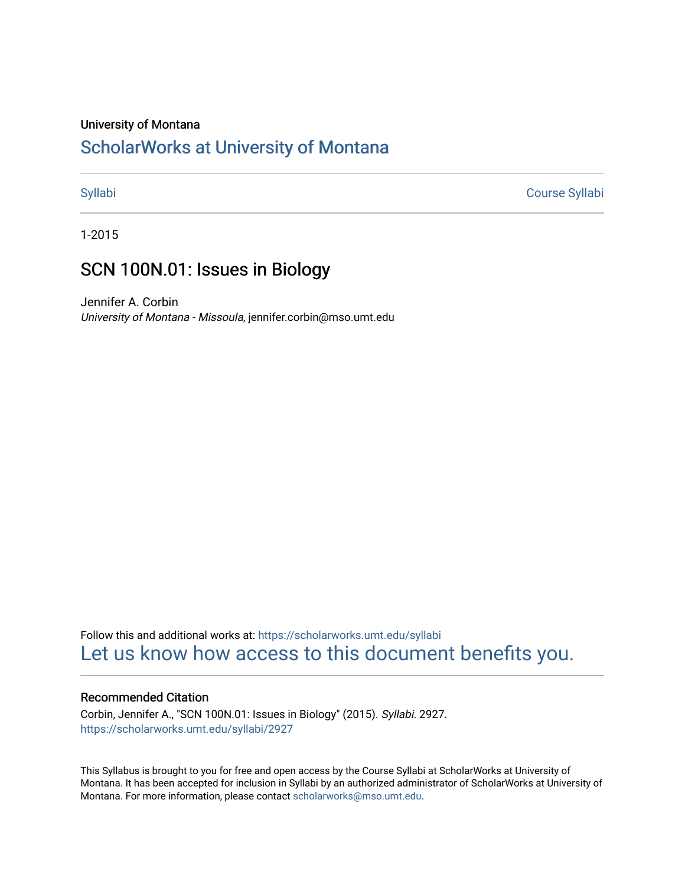University of Montana

# ScholarWorks at University of Montana

Syllabi | Course Syllabi

1-2015

## SCN 100N.01: Issues in Biology

Jennifer A. Corbin
*University of Montana - Missoula*, jennifer.corbin@mso.umt.edu

Follow this and additional works at: https://scholarworks.umt.edu/syllabi

Let us know how access to this document benefits you.

### Recommended Citation

Corbin, Jennifer A., "SCN 100N.01: Issues in Biology" (2015). *Syllabi*. 2927.
https://scholarworks.umt.edu/syllabi/2927

This Syllabus is brought to you for free and open access by the Course Syllabi at ScholarWorks at University of Montana. It has been accepted for inclusion in Syllabi by an authorized administrator of ScholarWorks at University of Montana. For more information, please contact scholarworks@mso.umt.edu.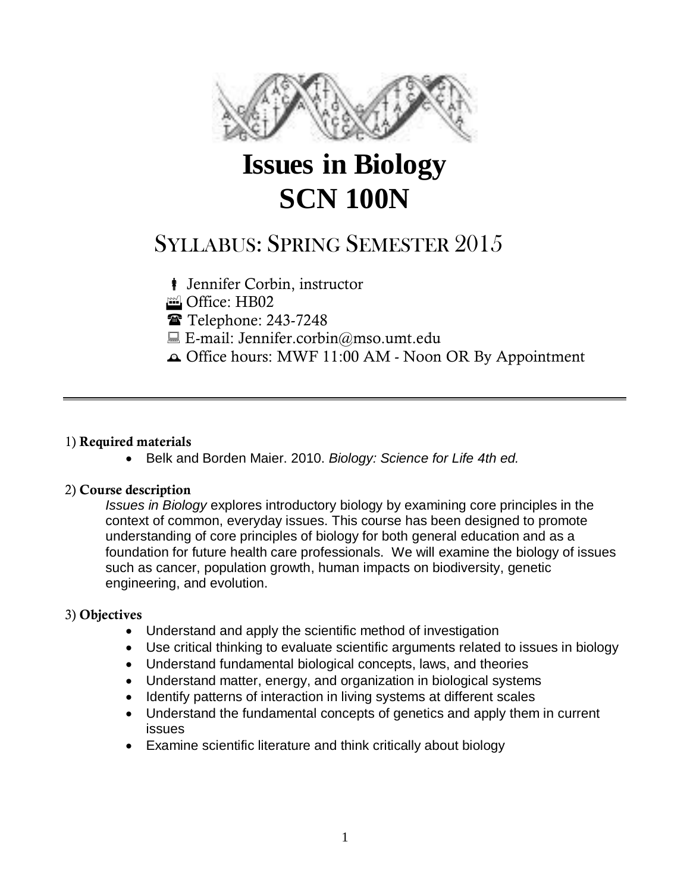# Issues in Biology
# SCN 100N

## Syllabus: Spring Semester 2015

Jennifer Corbin, instructor
Office: HB02
Telephone: 243-7248
E-mail: Jennifer.corbin@mso.umt.edu
Office hours: MWF 11:00 AM - Noon OR By Appointment

---

### 1) Required materials

- Belk and Borden Maier. 2010. *Biology: Science for Life 4th ed.*

### 2) Course description

*Issues in Biology* explores introductory biology by examining core principles in the context of common, everyday issues. This course has been designed to promote understanding of core principles of biology for both general education and as a foundation for future health care professionals. We will examine the biology of issues such as cancer, population growth, human impacts on biodiversity, genetic engineering, and evolution.

### 3) Objectives

- Understand and apply the scientific method of investigation
- Use critical thinking to evaluate scientific arguments related to issues in biology
- Understand fundamental biological concepts, laws, and theories
- Understand matter, energy, and organization in biological systems
- Identify patterns of interaction in living systems at different scales
- Understand the fundamental concepts of genetics and apply them in current issues
- Examine scientific literature and think critically about biology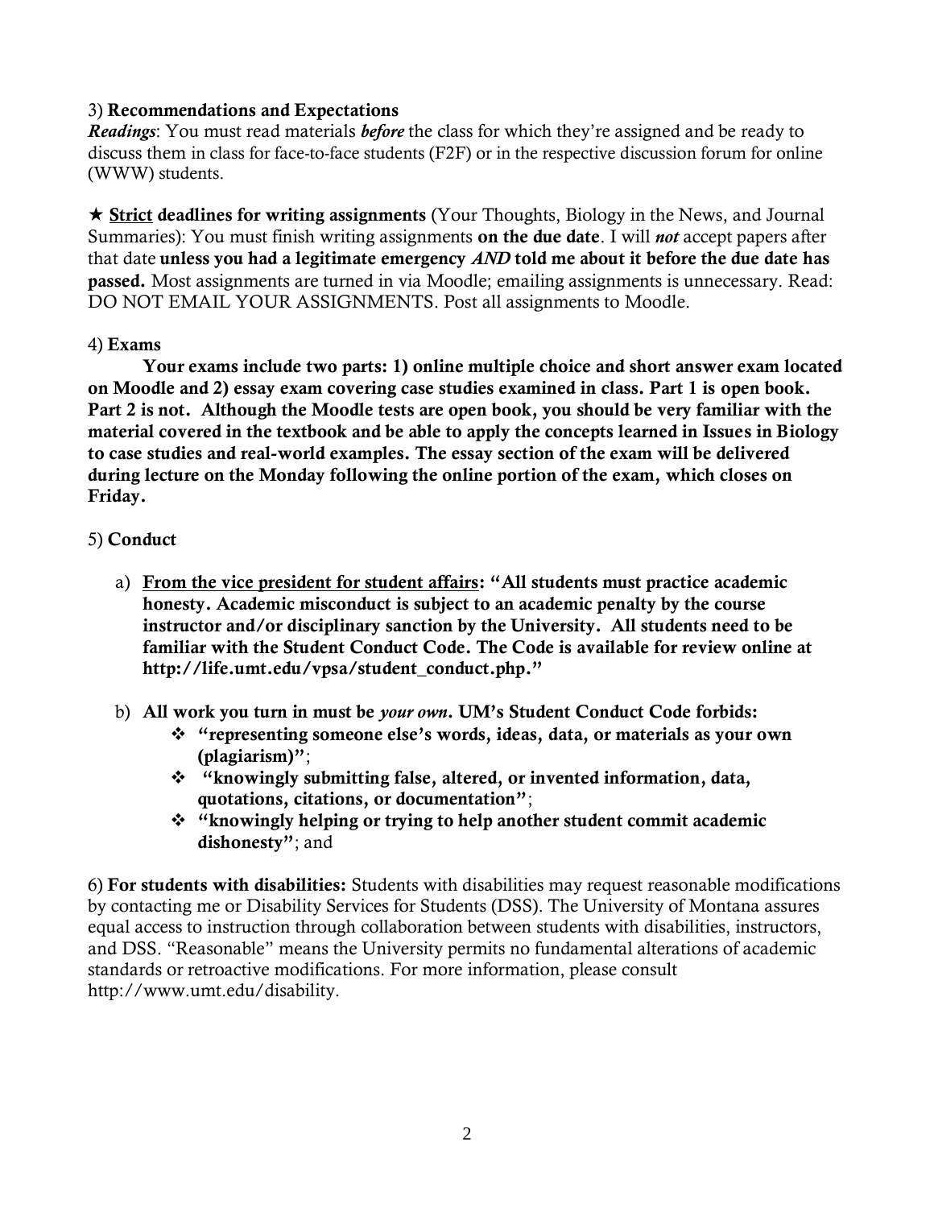3) **Recommendations and Expectations**

***Readings***: You must read materials ***before*** the class for which they're assigned and be ready to discuss them in class for face-to-face students (F2F) or in the respective discussion forum for online (WWW) students.

★ **Strict deadlines for writing assignments** (Your Thoughts, Biology in the News, and Journal Summaries): You must finish writing assignments **on the due date**. I will ***not*** accept papers after that date **unless you had a legitimate emergency *AND* told me about it before the due date has passed.** Most assignments are turned in via Moodle; emailing assignments is unnecessary. Read: DO NOT EMAIL YOUR ASSIGNMENTS. Post all assignments to Moodle.

4) **Exams**

**Your exams include two parts: 1) online multiple choice and short answer exam located on Moodle and 2) essay exam covering case studies examined in class. Part 1 is open book. Part 2 is not. Although the Moodle tests are open book, you should be very familiar with the material covered in the textbook and be able to apply the concepts learned in Issues in Biology to case studies and real-world examples. The essay section of the exam will be delivered during lecture on the Monday following the online portion of the exam, which closes on Friday.**

5) **Conduct**

a) **From the vice president for student affairs: "All students must practice academic honesty. Academic misconduct is subject to an academic penalty by the course instructor and/or disciplinary sanction by the University. All students need to be familiar with the Student Conduct Code. The Code is available for review online at http://life.umt.edu/vpsa/student_conduct.php."**

b) **All work you turn in must be *your own*. UM's Student Conduct Code forbids:**
- **"representing someone else's words, ideas, data, or materials as your own (plagiarism)"**;
- **"knowingly submitting false, altered, or invented information, data, quotations, citations, or documentation"**;
- **"knowingly helping or trying to help another student commit academic dishonesty"**; and

6) **For students with disabilities:** Students with disabilities may request reasonable modifications by contacting me or Disability Services for Students (DSS). The University of Montana assures equal access to instruction through collaboration between students with disabilities, instructors, and DSS. "Reasonable" means the University permits no fundamental alterations of academic standards or retroactive modifications. For more information, please consult http://www.umt.edu/disability.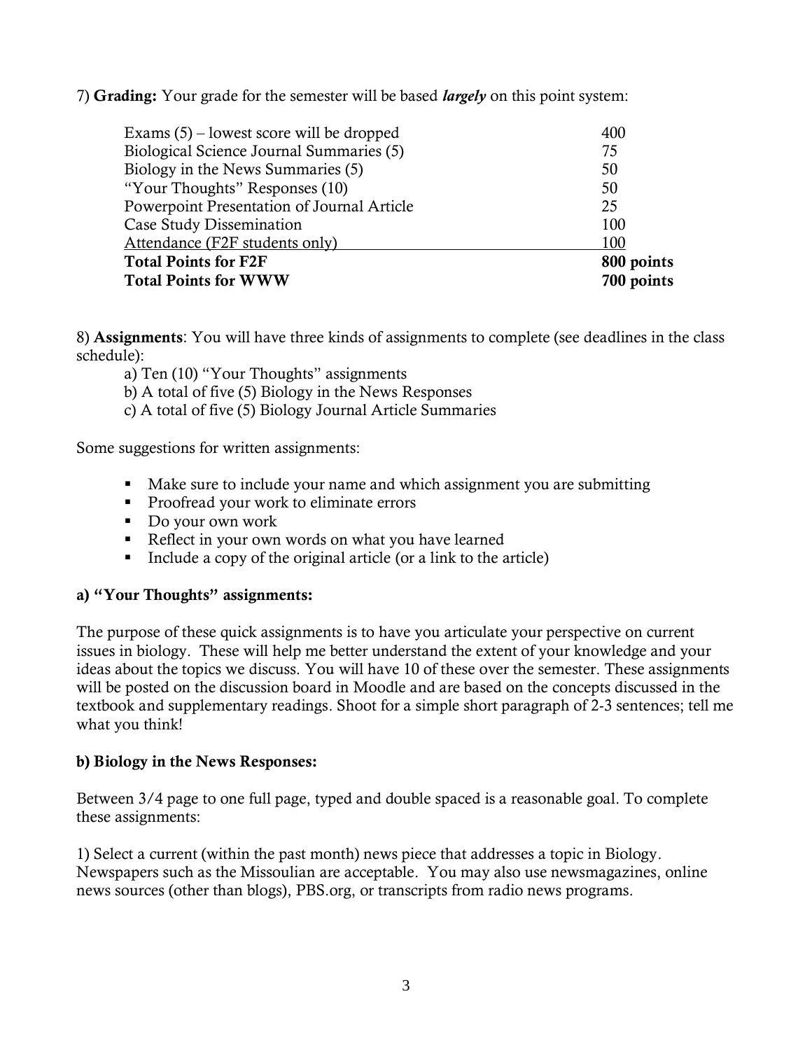7) **Grading:** Your grade for the semester will be based ***largely*** on this point system:

| | |
|---|---|
| Exams (5) – lowest score will be dropped | 400 |
| Biological Science Journal Summaries (5) | 75 |
| Biology in the News Summaries (5) | 50 |
| "Your Thoughts" Responses (10) | 50 |
| Powerpoint Presentation of Journal Article | 25 |
| Case Study Dissemination | 100 |
| Attendance (F2F students only) | 100 |
| **Total Points for F2F** | **800 points** |
| **Total Points for WWW** | **700 points** |

8) **Assignments**: You will have three kinds of assignments to complete (see deadlines in the class schedule):

a) Ten (10) "Your Thoughts" assignments
b) A total of five (5) Biology in the News Responses
c) A total of five (5) Biology Journal Article Summaries

Some suggestions for written assignments:

- Make sure to include your name and which assignment you are submitting
- Proofread your work to eliminate errors
- Do your own work
- Reflect in your own words on what you have learned
- Include a copy of the original article (or a link to the article)

**a) "Your Thoughts" assignments:**

The purpose of these quick assignments is to have you articulate your perspective on current issues in biology. These will help me better understand the extent of your knowledge and your ideas about the topics we discuss. You will have 10 of these over the semester. These assignments will be posted on the discussion board in Moodle and are based on the concepts discussed in the textbook and supplementary readings. Shoot for a simple short paragraph of 2-3 sentences; tell me what you think!

**b) Biology in the News Responses:**

Between 3/4 page to one full page, typed and double spaced is a reasonable goal. To complete these assignments:

1) Select a current (within the past month) news piece that addresses a topic in Biology. Newspapers such as the Missoulian are acceptable. You may also use newsmagazines, online news sources (other than blogs), PBS.org, or transcripts from radio news programs.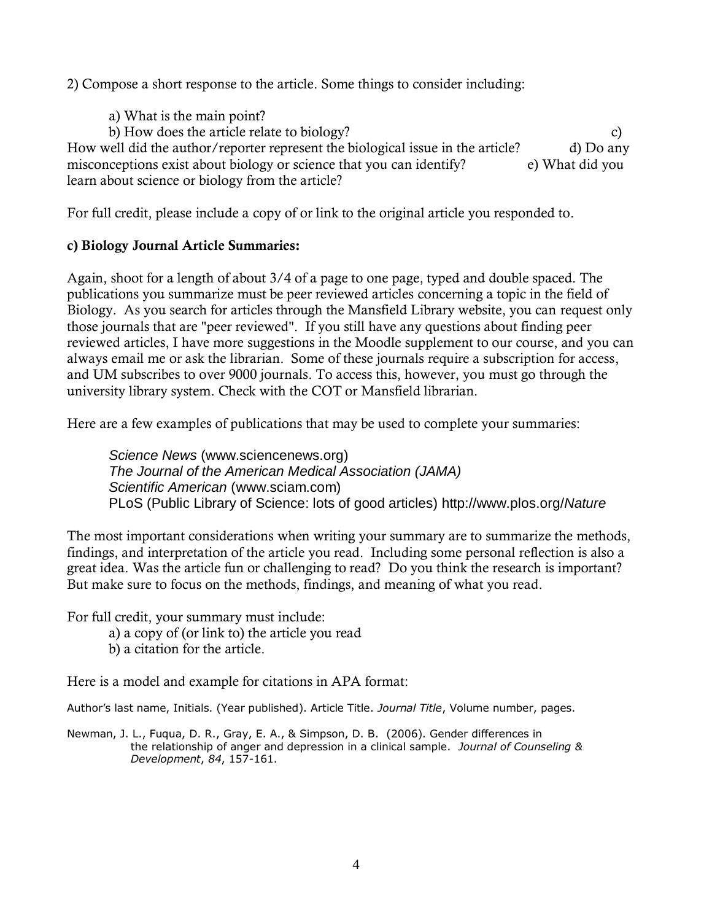2) Compose a short response to the article. Some things to consider including:

a) What is the main point?
b) How does the article relate to biology?
c) How well did the author/reporter represent the biological issue in the article?
d) Do any misconceptions exist about biology or science that you can identify?
e) What did you learn about science or biology from the article?

For full credit, please include a copy of or link to the original article you responded to.

**c) Biology Journal Article Summaries:**

Again, shoot for a length of about 3/4 of a page to one page, typed and double spaced. The publications you summarize must be peer reviewed articles concerning a topic in the field of Biology. As you search for articles through the Mansfield Library website, you can request only those journals that are "peer reviewed". If you still have any questions about finding peer reviewed articles, I have more suggestions in the Moodle supplement to our course, and you can always email me or ask the librarian. Some of these journals require a subscription for access, and UM subscribes to over 9000 journals. To access this, however, you must go through the university library system. Check with the COT or Mansfield librarian.

Here are a few examples of publications that may be used to complete your summaries:

*Science News* (www.sciencenews.org)
*The Journal of the American Medical Association (JAMA)*
*Scientific American* (www.sciam.com)
PLoS (Public Library of Science: lots of good articles) http://www.plos.org/*Nature*

The most important considerations when writing your summary are to summarize the methods, findings, and interpretation of the article you read. Including some personal reflection is also a great idea. Was the article fun or challenging to read? Do you think the research is important? But make sure to focus on the methods, findings, and meaning of what you read.

For full credit, your summary must include:

a) a copy of (or link to) the article you read
b) a citation for the article.

Here is a model and example for citations in APA format:

Author's last name, Initials. (Year published). Article Title. *Journal Title*, Volume number, pages.

Newman, J. L., Fuqua, D. R., Gray, E. A., & Simpson, D. B. (2006). Gender differences in the relationship of anger and depression in a clinical sample. *Journal of Counseling & Development*, *84*, 157-161.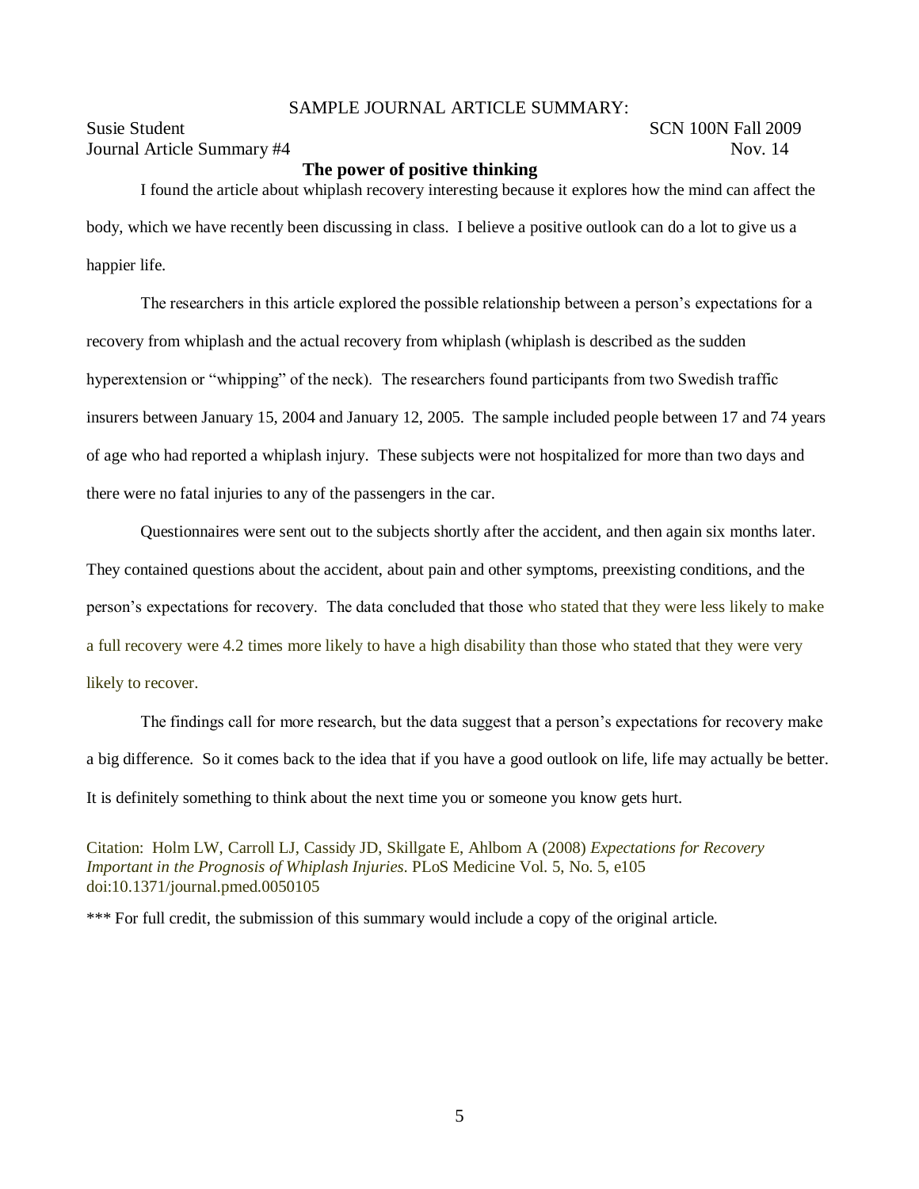SAMPLE JOURNAL ARTICLE SUMMARY:

Susie Student SCN 100N Fall 2009

Journal Article Summary #4 Nov. 14

**The power of positive thinking**

I found the article about whiplash recovery interesting because it explores how the mind can affect the body, which we have recently been discussing in class. I believe a positive outlook can do a lot to give us a happier life.

The researchers in this article explored the possible relationship between a person's expectations for a recovery from whiplash and the actual recovery from whiplash (whiplash is described as the sudden hyperextension or "whipping" of the neck). The researchers found participants from two Swedish traffic insurers between January 15, 2004 and January 12, 2005. The sample included people between 17 and 74 years of age who had reported a whiplash injury. These subjects were not hospitalized for more than two days and there were no fatal injuries to any of the passengers in the car.

Questionnaires were sent out to the subjects shortly after the accident, and then again six months later. They contained questions about the accident, about pain and other symptoms, preexisting conditions, and the person's expectations for recovery. The data concluded that those who stated that they were less likely to make a full recovery were 4.2 times more likely to have a high disability than those who stated that they were very likely to recover.

The findings call for more research, but the data suggest that a person's expectations for recovery make a big difference. So it comes back to the idea that if you have a good outlook on life, life may actually be better. It is definitely something to think about the next time you or someone you know gets hurt.

Citation: Holm LW, Carroll LJ, Cassidy JD, Skillgate E, Ahlbom A (2008) *Expectations for Recovery Important in the Prognosis of Whiplash Injuries*. PLoS Medicine Vol. 5, No. 5, e105 doi:10.1371/journal.pmed.0050105

*** For full credit, the submission of this summary would include a copy of the original article.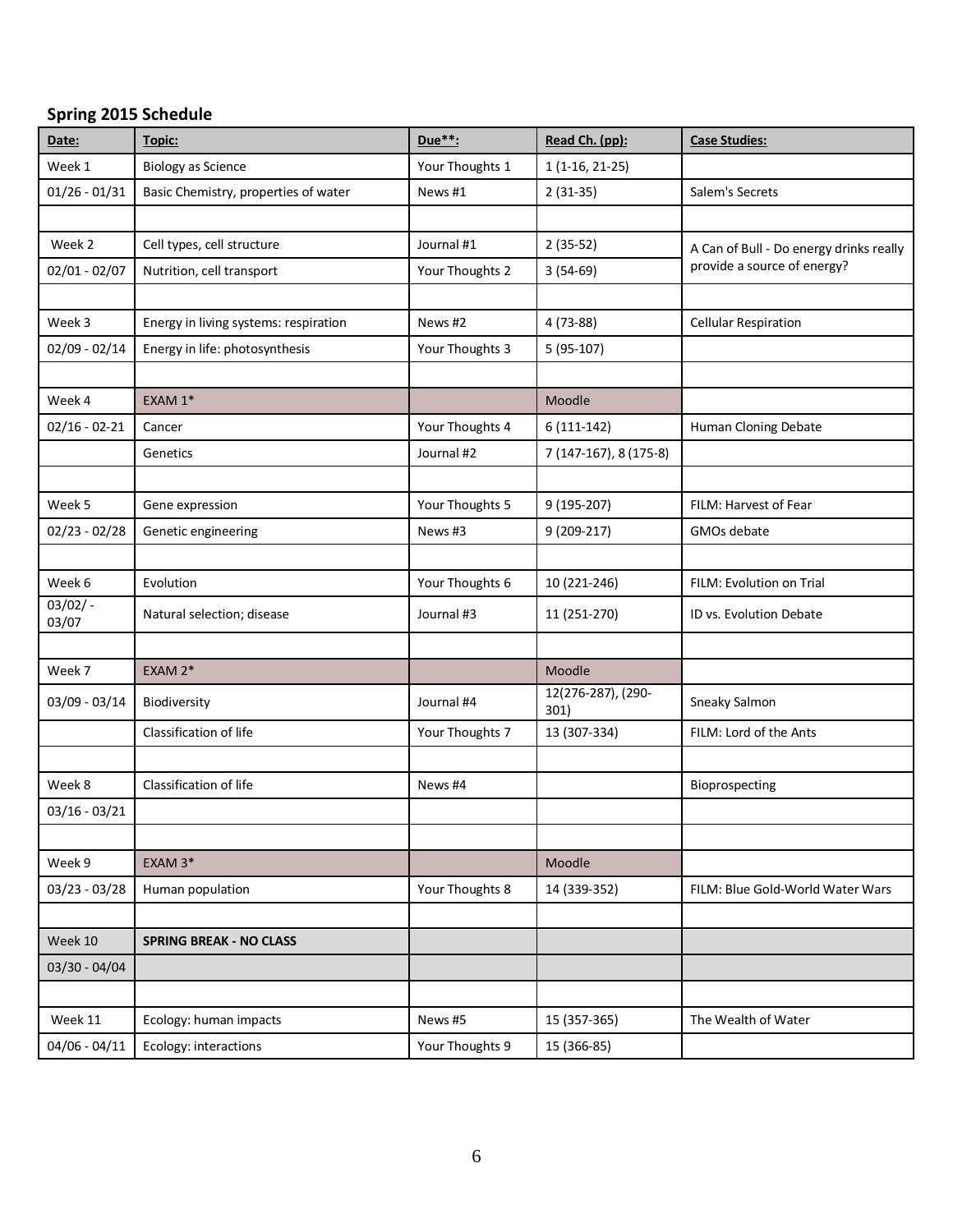## Spring 2015 Schedule

| Date: | Topic: | Due**: | Read Ch. (pp): | Case Studies: |
|---|---|---|---|---|
| Week 1 | Biology as Science | Your Thoughts 1 | 1 (1-16, 21-25) | |
| 01/26 - 01/31 | Basic Chemistry, properties of water | News #1 | 2 (31-35) | Salem's Secrets |
| | | | | |
| Week 2 | Cell types, cell structure | Journal #1 | 2 (35-52) | A Can of Bull - Do energy drinks really provide a source of energy? |
| 02/01 - 02/07 | Nutrition, cell transport | Your Thoughts 2 | 3 (54-69) | |
| | | | | |
| Week 3 | Energy in living systems: respiration | News #2 | 4 (73-88) | Cellular Respiration |
| 02/09 - 02/14 | Energy in life: photosynthesis | Your Thoughts 3 | 5 (95-107) | |
| | | | | |
| Week 4 | EXAM 1* | | Moodle | |
| 02/16 - 02-21 | Cancer | Your Thoughts 4 | 6 (111-142) | Human Cloning Debate |
| | Genetics | Journal #2 | 7 (147-167), 8 (175-8) | |
| | | | | |
| Week 5 | Gene expression | Your Thoughts 5 | 9 (195-207) | FILM: Harvest of Fear |
| 02/23 - 02/28 | Genetic engineering | News #3 | 9 (209-217) | GMOs debate |
| | | | | |
| Week 6 | Evolution | Your Thoughts 6 | 10 (221-246) | FILM: Evolution on Trial |
| 03/02/ - 03/07 | Natural selection; disease | Journal #3 | 11 (251-270) | ID vs. Evolution Debate |
| | | | | |
| Week 7 | EXAM 2* | | Moodle | |
| 03/09 - 03/14 | Biodiversity | Journal #4 | 12(276-287), (290-301) | Sneaky Salmon |
| | Classification of life | Your Thoughts 7 | 13 (307-334) | FILM: Lord of the Ants |
| | | | | |
| Week 8 | Classification of life | News #4 | | Bioprospecting |
| 03/16 - 03/21 | | | | |
| | | | | |
| Week 9 | EXAM 3* | | Moodle | |
| 03/23 - 03/28 | Human population | Your Thoughts 8 | 14 (339-352) | FILM: Blue Gold-World Water Wars |
| | | | | |
| Week 10 | **SPRING BREAK - NO CLASS** | | | |
| 03/30 - 04/04 | | | | |
| | | | | |
| Week 11 | Ecology: human impacts | News #5 | 15 (357-365) | The Wealth of Water |
| 04/06 - 04/11 | Ecology: interactions | Your Thoughts 9 | 15 (366-85) | |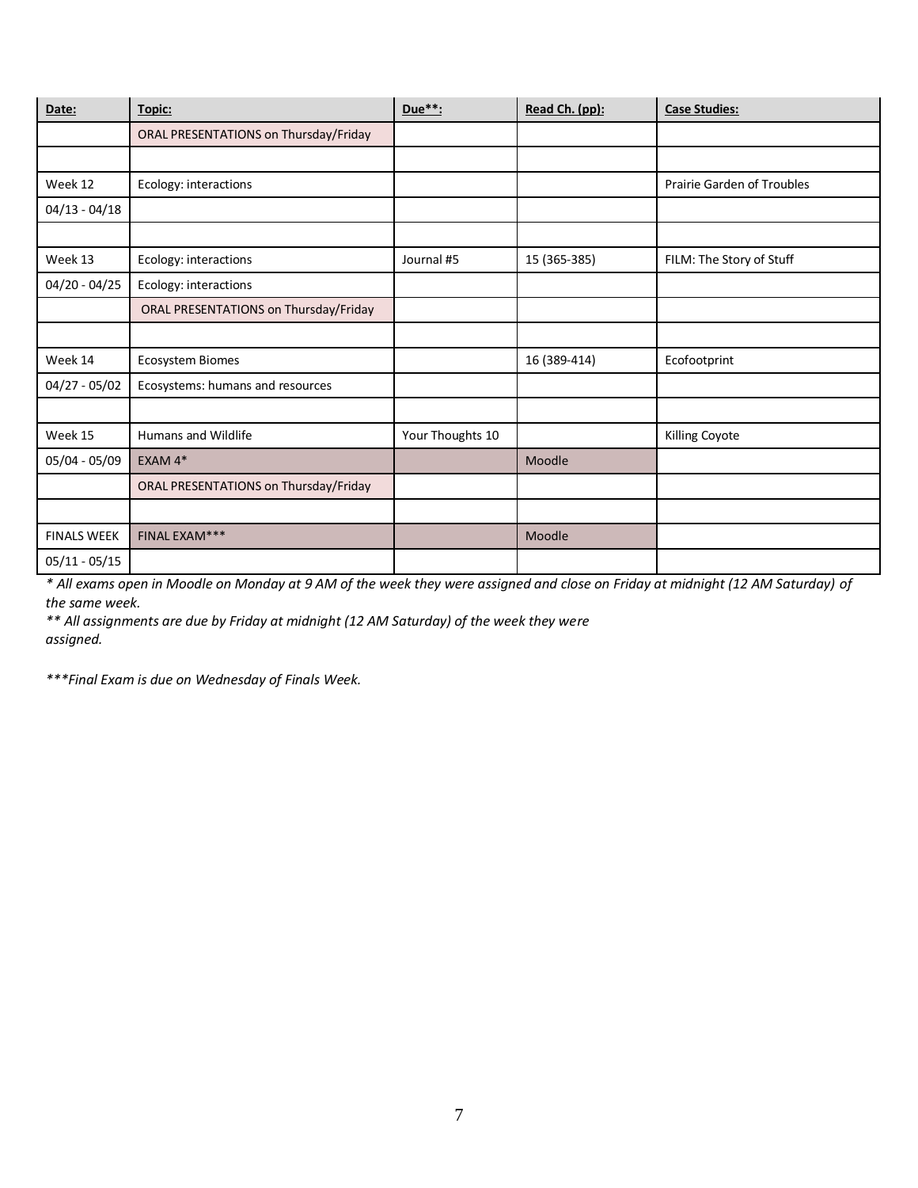| Date: | Topic: | Due**: | Read Ch. (pp): | Case Studies: |
|---|---|---|---|---|
| | ORAL PRESENTATIONS on Thursday/Friday | | | |
| | | | | |
| Week 12 | Ecology: interactions | | | Prairie Garden of Troubles |
| 04/13 - 04/18 | | | | |
| | | | | |
| Week 13 | Ecology: interactions | Journal #5 | 15 (365-385) | FILM: The Story of Stuff |
| 04/20 - 04/25 | Ecology: interactions | | | |
| | ORAL PRESENTATIONS on Thursday/Friday | | | |
| | | | | |
| Week 14 | Ecosystem Biomes | | 16 (389-414) | Ecofootprint |
| 04/27 - 05/02 | Ecosystems: humans and resources | | | |
| | | | | |
| Week 15 | Humans and Wildlife | Your Thoughts 10 | | Killing Coyote |
| 05/04 - 05/09 | EXAM 4* | | Moodle | |
| | ORAL PRESENTATIONS on Thursday/Friday | | | |
| | | | | |
| FINALS WEEK | FINAL EXAM*** | | Moodle | |
| 05/11 - 05/15 | | | | |

*\* All exams open in Moodle on Monday at 9 AM of the week they were assigned and close on Friday at midnight (12 AM Saturday) of the same week.*

*\*\* All assignments are due by Friday at midnight (12 AM Saturday) of the week they were assigned.*

*\*\*\*Final Exam is due on Wednesday of Finals Week.*